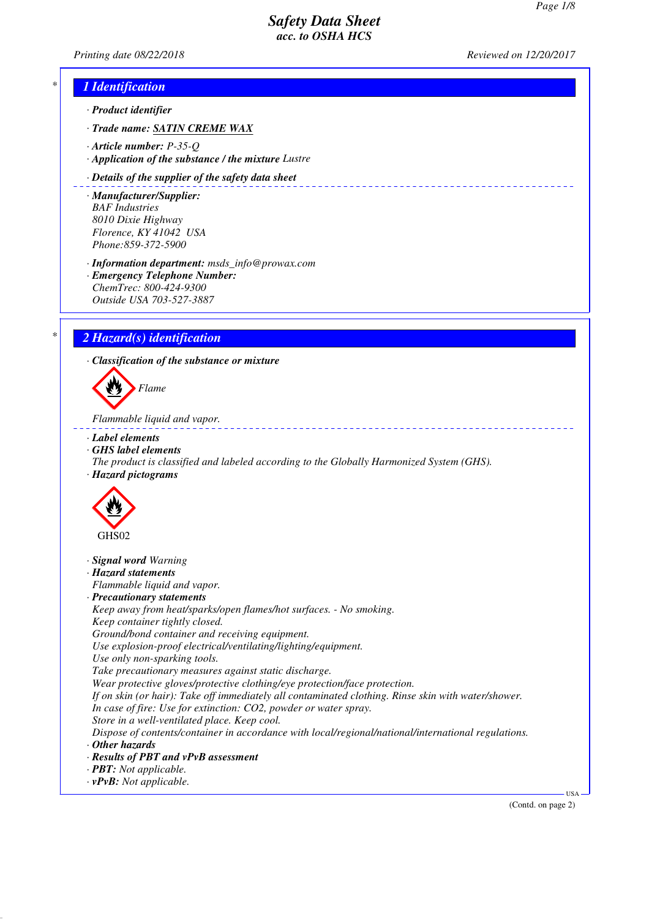# Safety Data Sheet
## acc. to OSHA HCS

Printing date 08/22/2018 Reviewed on 12/20/2017

## 1 Identification

· **Product identifier**

· **Trade name:** SATIN CREME WAX

· **Article number:** P-35-Q

· **Application of the substance / the mixture** Lustre

· **Details of the supplier of the safety data sheet**

· **Manufacturer/Supplier:**
BAF Industries
8010 Dixie Highway
Florence, KY 41042 USA
Phone:859-372-5900

· **Information department:** msds_info@prowax.com

· **Emergency Telephone Number:**
ChemTrec: 800-424-9300
Outside USA 703-527-3887

## 2 Hazard(s) identification

· **Classification of the substance or mixture**

Flame

Flammable liquid and vapor.

· **Label elements**

· **GHS label elements**
The product is classified and labeled according to the Globally Harmonized System (GHS).

· **Hazard pictograms**

GHS02

· **Signal word** Warning

· **Hazard statements**
Flammable liquid and vapor.

· **Precautionary statements**
Keep away from heat/sparks/open flames/hot surfaces. - No smoking.
Keep container tightly closed.
Ground/bond container and receiving equipment.
Use explosion-proof electrical/ventilating/lighting/equipment.
Use only non-sparking tools.
Take precautionary measures against static discharge.
Wear protective gloves/protective clothing/eye protection/face protection.
If on skin (or hair): Take off immediately all contaminated clothing. Rinse skin with water/shower.
In case of fire: Use for extinction: $CO_2$, powder or water spray.
Store in a well-ventilated place. Keep cool.
Dispose of contents/container in accordance with local/regional/national/international regulations.

· **Other hazards**

· **Results of PBT and vPvB assessment**

· **PBT:** Not applicable.

· **vPvB:** Not applicable.

(Contd. on page 2)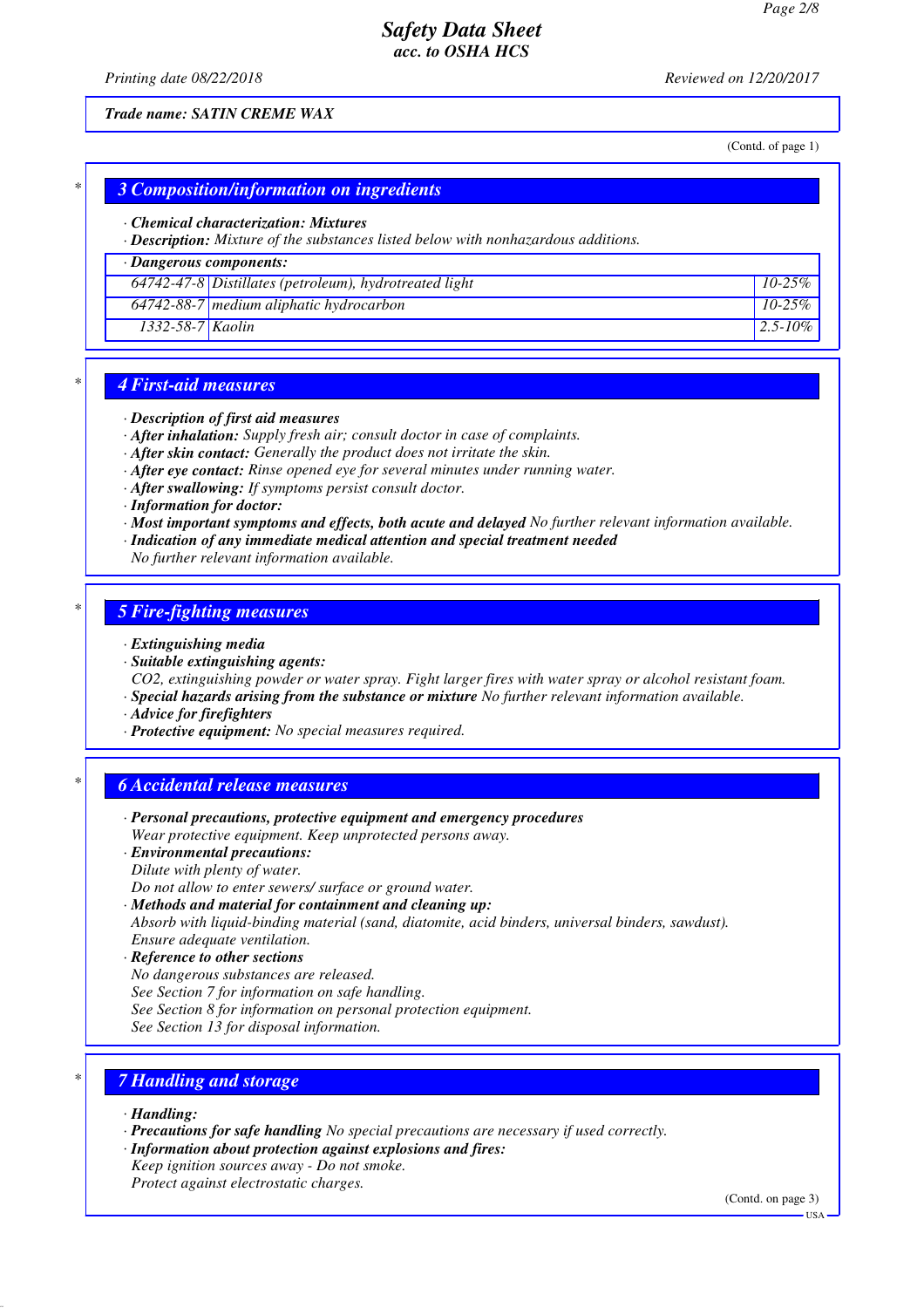## 3 Composition/information on ingredients

· **Chemical characterization: Mixtures**
· **Description:** *Mixture of the substances listed below with nonhazardous additions.*

· **Dangerous components:**

| | | |
|---|---|---|
| 64742-47-8 | Distillates (petroleum), hydrotreated light | 10-25% |
| 64742-88-7 | medium aliphatic hydrocarbon | 10-25% |
| 1332-58-7 | Kaolin | 2.5-10% |

## 4 First-aid measures

· **Description of first aid measures**
· **After inhalation:** *Supply fresh air; consult doctor in case of complaints.*
· **After skin contact:** *Generally the product does not irritate the skin.*
· **After eye contact:** *Rinse opened eye for several minutes under running water.*
· **After swallowing:** *If symptoms persist consult doctor.*
· **Information for doctor:**
· **Most important symptoms and effects, both acute and delayed** *No further relevant information available.*
· **Indication of any immediate medical attention and special treatment needed**
*No further relevant information available.*

## 5 Fire-fighting measures

· **Extinguishing media**
· **Suitable extinguishing agents:**
*CO2, extinguishing powder or water spray. Fight larger fires with water spray or alcohol resistant foam.*
· **Special hazards arising from the substance or mixture** *No further relevant information available.*
· **Advice for firefighters**
· **Protective equipment:** *No special measures required.*

## 6 Accidental release measures

· **Personal precautions, protective equipment and emergency procedures**
*Wear protective equipment. Keep unprotected persons away.*
· **Environmental precautions:**
*Dilute with plenty of water.*
*Do not allow to enter sewers/ surface or ground water.*
· **Methods and material for containment and cleaning up:**
*Absorb with liquid-binding material (sand, diatomite, acid binders, universal binders, sawdust).*
*Ensure adequate ventilation.*
· **Reference to other sections**
*No dangerous substances are released.*
*See Section 7 for information on safe handling.*
*See Section 8 for information on personal protection equipment.*
*See Section 13 for disposal information.*

## 7 Handling and storage

· **Handling:**
· **Precautions for safe handling** *No special precautions are necessary if used correctly.*
· **Information about protection against explosions and fires:**
*Keep ignition sources away - Do not smoke.*
*Protect against electrostatic charges.*

(Contd. on page 3)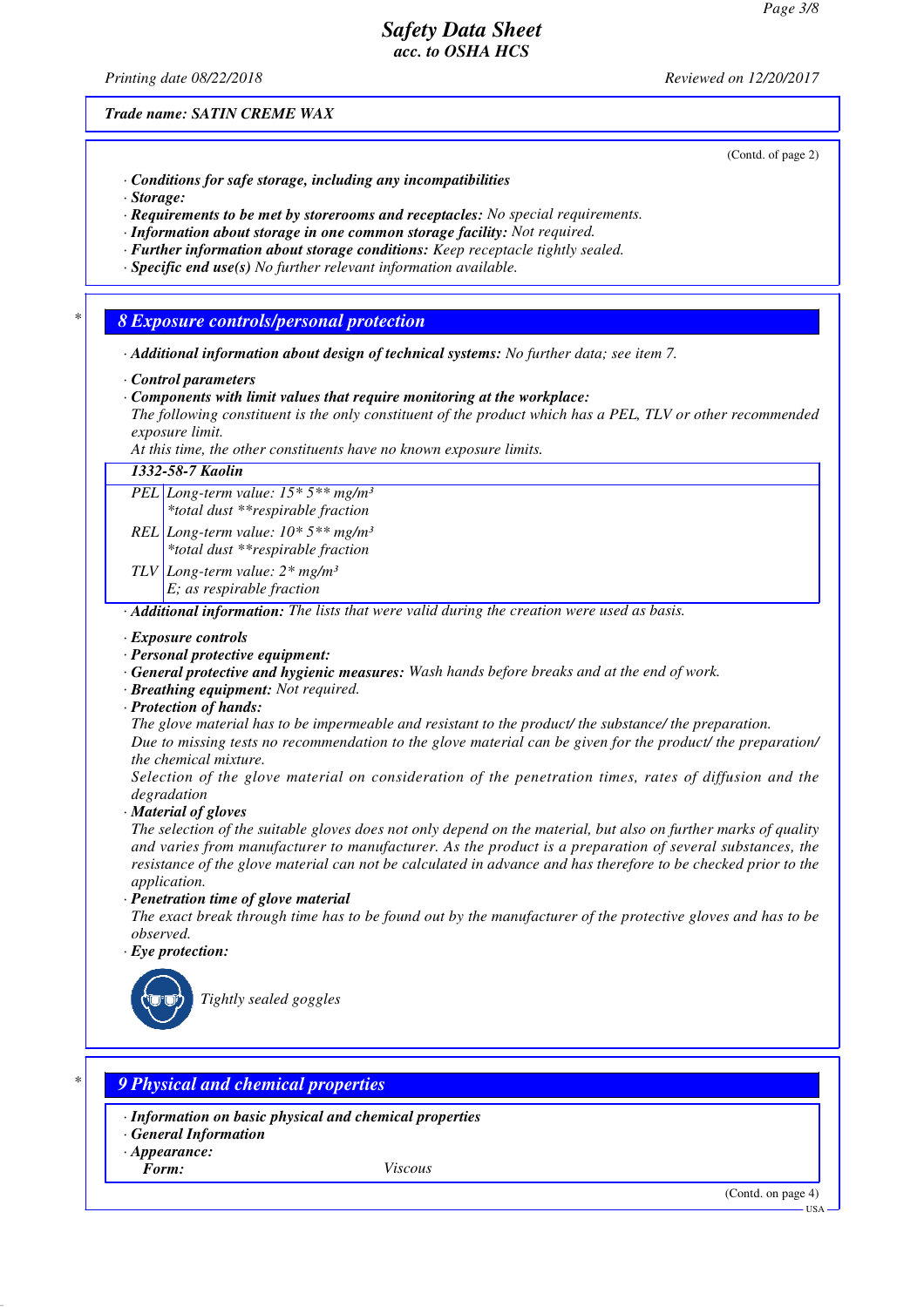Trade name: SATIN CREME WAX

(Contd. of page 2)

· **Conditions for safe storage, including any incompatibilities**
· **Storage:**
· **Requirements to be met by storerooms and receptacles:** No special requirements.
· **Information about storage in one common storage facility:** Not required.
· **Further information about storage conditions:** Keep receptacle tightly sealed.
· **Specific end use(s)** No further relevant information available.

## 8 Exposure controls/personal protection

· **Additional information about design of technical systems:** No further data; see item 7.

· **Control parameters**
· **Components with limit values that require monitoring at the workplace:**
The following constituent is the only constituent of the product which has a PEL, TLV or other recommended exposure limit.
At this time, the other constituents have no known exposure limits.

| 1332-58-7 Kaolin | |
|---|---|
| PEL | Long-term value: 15* 5** mg/m³<br>*total dust **respirable fraction |
| REL | Long-term value: 10* 5** mg/m³<br>*total dust **respirable fraction |
| TLV | Long-term value: 2* mg/m³<br>E; as respirable fraction |

· **Additional information:** The lists that were valid during the creation were used as basis.

· **Exposure controls**
· **Personal protective equipment:**
· **General protective and hygienic measures:** Wash hands before breaks and at the end of work.
· **Breathing equipment:** Not required.
· **Protection of hands:**
The glove material has to be impermeable and resistant to the product/ the substance/ the preparation.
Due to missing tests no recommendation to the glove material can be given for the product/ the preparation/ the chemical mixture.
Selection of the glove material on consideration of the penetration times, rates of diffusion and the degradation
· **Material of gloves**
The selection of the suitable gloves does not only depend on the material, but also on further marks of quality and varies from manufacturer to manufacturer. As the product is a preparation of several substances, the resistance of the glove material can not be calculated in advance and has therefore to be checked prior to the application.
· **Penetration time of glove material**
The exact break through time has to be found out by the manufacturer of the protective gloves and has to be observed.
· **Eye protection:**

Tightly sealed goggles

## 9 Physical and chemical properties

· **Information on basic physical and chemical properties**
· **General Information**
· **Appearance:**

| | |
|---|---|
| **Form:** | Viscous |

(Contd. on page 4)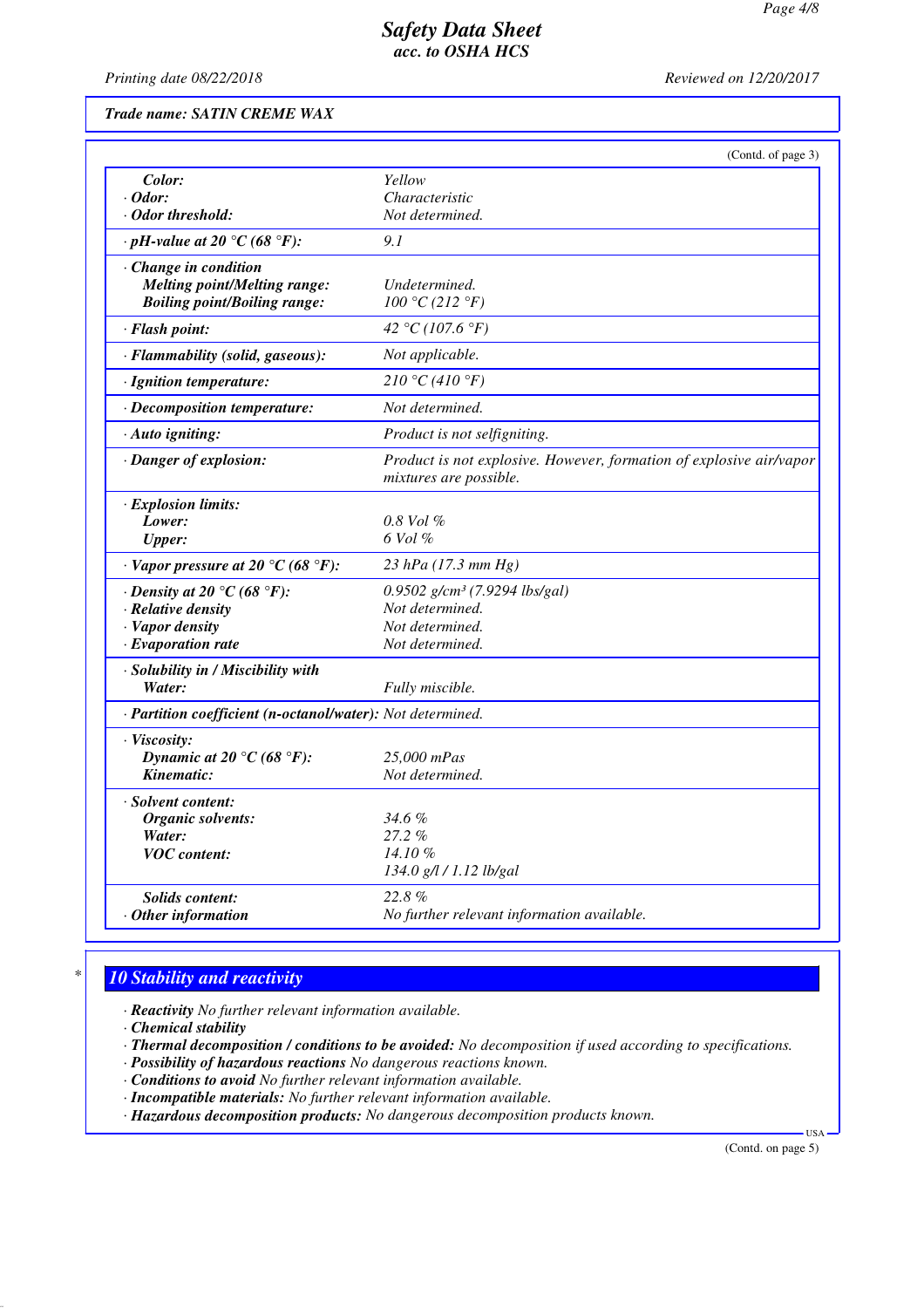**Trade name: SATIN CREME WAX**

(Contd. of page 3)

| | |
|---|---|
| **Color:** | Yellow |
| · **Odor:** | Characteristic |
| · **Odor threshold:** | Not determined. |
| · **pH-value at 20 °C (68 °F):** | 9.1 |
| · **Change in condition** | |
| **Melting point/Melting range:** | Undetermined. |
| **Boiling point/Boiling range:** | 100 °C (212 °F) |
| · **Flash point:** | 42 °C (107.6 °F) |
| · **Flammability (solid, gaseous):** | Not applicable. |
| · **Ignition temperature:** | 210 °C (410 °F) |
| · **Decomposition temperature:** | Not determined. |
| · **Auto igniting:** | Product is not selfigniting. |
| · **Danger of explosion:** | Product is not explosive. However, formation of explosive air/vapor mixtures are possible. |
| · **Explosion limits:** | |
| **Lower:** | 0.8 Vol % |
| **Upper:** | 6 Vol % |
| · **Vapor pressure at 20 °C (68 °F):** | 23 hPa (17.3 mm Hg) |
| · **Density at 20 °C (68 °F):** | 0.9502 g/cm³ (7.9294 lbs/gal) |
| · **Relative density** | Not determined. |
| · **Vapor density** | Not determined. |
| · **Evaporation rate** | Not determined. |
| · **Solubility in / Miscibility with** | |
| **Water:** | Fully miscible. |
| · **Partition coefficient (n-octanol/water):** | Not determined. |
| · **Viscosity:** | |
| **Dynamic at 20 °C (68 °F):** | 25,000 mPas |
| **Kinematic:** | Not determined. |
| · **Solvent content:** | |
| **Organic solvents:** | 34.6 % |
| **Water:** | 27.2 % |
| **VOC content:** | 14.10 % |
| | 134.0 g/l / 1.12 lb/gal |
| **Solids content:** | 22.8 % |
| · **Other information** | No further relevant information available. |

## * 10 Stability and reactivity

· **Reactivity** No further relevant information available.
· **Chemical stability**
· **Thermal decomposition / conditions to be avoided:** No decomposition if used according to specifications.
· **Possibility of hazardous reactions** No dangerous reactions known.
· **Conditions to avoid** No further relevant information available.
· **Incompatible materials:** No further relevant information available.
· **Hazardous decomposition products:** No dangerous decomposition products known.

(Contd. on page 5)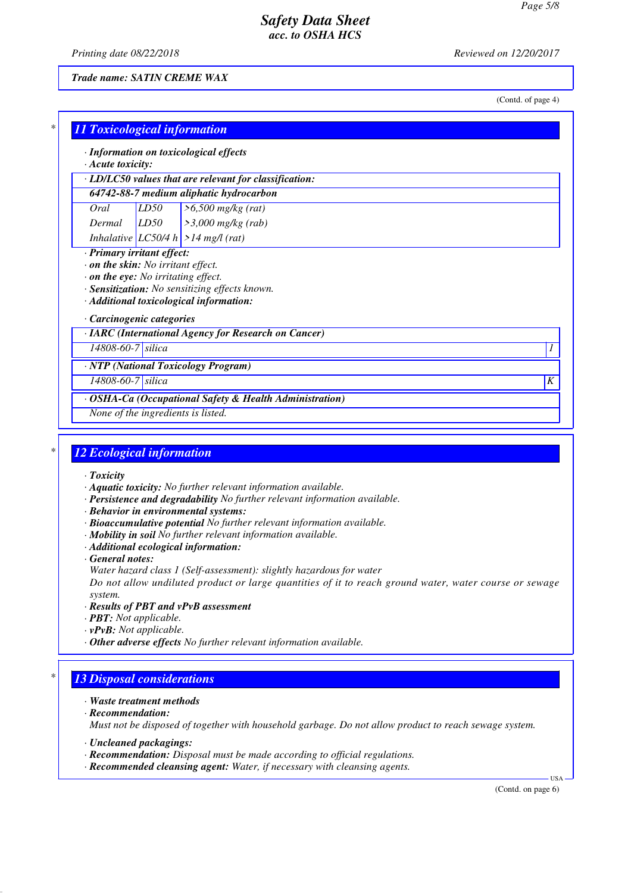**Safety Data Sheet**
**acc. to OSHA HCS**

Printing date 08/22/2018 Reviewed on 12/20/2017

**Trade name: SATIN CREME WAX**

(Contd. of page 4)

## 11 Toxicological information

· **Information on toxicological effects**
· **Acute toxicity:**

| · LD/LC50 values that are relevant for classification: | | |
|---|---|---|
| **64742-88-7 medium aliphatic hydrocarbon** | | |
| Oral | LD50 | >6,500 mg/kg (rat) |
| Dermal | LD50 | >3,000 mg/kg (rab) |
| Inhalative | LC50/4 h | >14 mg/l (rat) |

· **Primary irritant effect:**
· **on the skin:** No irritant effect.
· **on the eye:** No irritating effect.
· **Sensitization:** No sensitizing effects known.
· **Additional toxicological information:**

· **Carcinogenic categories**

| · IARC (International Agency for Research on Cancer) | | |
|---|---|---|
| 14808-60-7 | silica | 1 |

| · NTP (National Toxicology Program) | | |
|---|---|---|
| 14808-60-7 | silica | K |

| · OSHA-Ca (Occupational Safety & Health Administration) |
|---|
| None of the ingredients is listed. |

## 12 Ecological information

· **Toxicity**
· **Aquatic toxicity:** No further relevant information available.
· **Persistence and degradability** No further relevant information available.
· **Behavior in environmental systems:**
· **Bioaccumulative potential** No further relevant information available.
· **Mobility in soil** No further relevant information available.
· **Additional ecological information:**
· **General notes:**
Water hazard class 1 (Self-assessment): slightly hazardous for water
Do not allow undiluted product or large quantities of it to reach ground water, water course or sewage system.
· **Results of PBT and vPvB assessment**
· **PBT:** Not applicable.
· **vPvB:** Not applicable.
· **Other adverse effects** No further relevant information available.

## 13 Disposal considerations

· **Waste treatment methods**
· **Recommendation:**
Must not be disposed of together with household garbage. Do not allow product to reach sewage system.

· **Uncleaned packagings:**
· **Recommendation:** Disposal must be made according to official regulations.
· **Recommended cleansing agent:** Water, if necessary with cleansing agents.

(Contd. on page 6)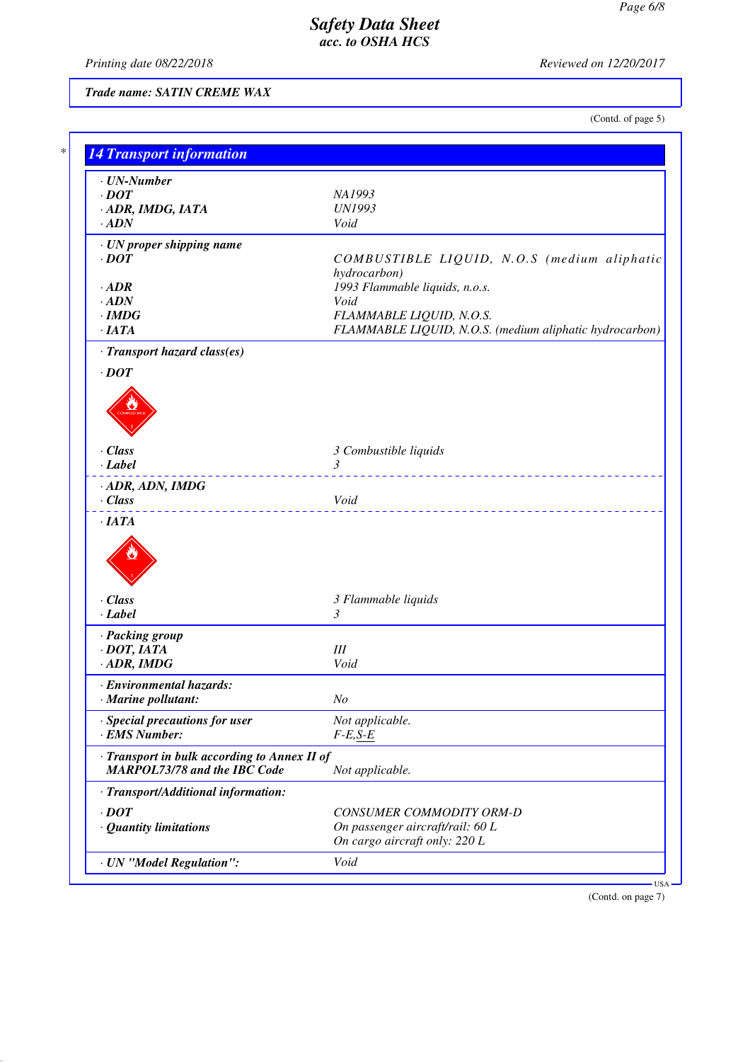# Safety Data Sheet
## acc. to OSHA HCS

Printing date 08/22/2018 | Reviewed on 12/20/2017

**Trade name: SATIN CREME WAX**

(Contd. of page 5)

## 14 Transport information

| | |
|---|---|
| **· UN-Number** | |
| **· DOT** | NA1993 |
| **· ADR, IMDG, IATA** | UN1993 |
| **· ADN** | Void |
| **· UN proper shipping name** | |
| **· DOT** | COMBUSTIBLE LIQUID, N.O.S (medium aliphatic hydrocarbon) |
| **· ADR** | 1993 Flammable liquids, n.o.s. |
| **· ADN** | Void |
| **· IMDG** | FLAMMABLE LIQUID, N.O.S. |
| **· IATA** | FLAMMABLE LIQUID, N.O.S. (medium aliphatic hydrocarbon) |
| **· Transport hazard class(es)** | |
| **· DOT** | |
| **· Class** | 3 Combustible liquids |
| **· Label** | 3 |
| **· ADR, ADN, IMDG** | |
| **· Class** | Void |
| **· IATA** | |
| **· Class** | 3 Flammable liquids |
| **· Label** | 3 |
| **· Packing group** | |
| **· DOT, IATA** | III |
| **· ADR, IMDG** | Void |
| **· Environmental hazards:** | |
| **· Marine pollutant:** | No |
| **· Special precautions for user** | Not applicable. |
| **· EMS Number:** | F-E,S-E |
| **· Transport in bulk according to Annex II of MARPOL73/78 and the IBC Code** | Not applicable. |
| **· Transport/Additional information:** | |
| **· DOT** | CONSUMER COMMODITY ORM-D |
| **· Quantity limitations** | On passenger aircraft/rail: 60 L<br>On cargo aircraft only: 220 L |
| **· UN "Model Regulation":** | Void |

(Contd. on page 7)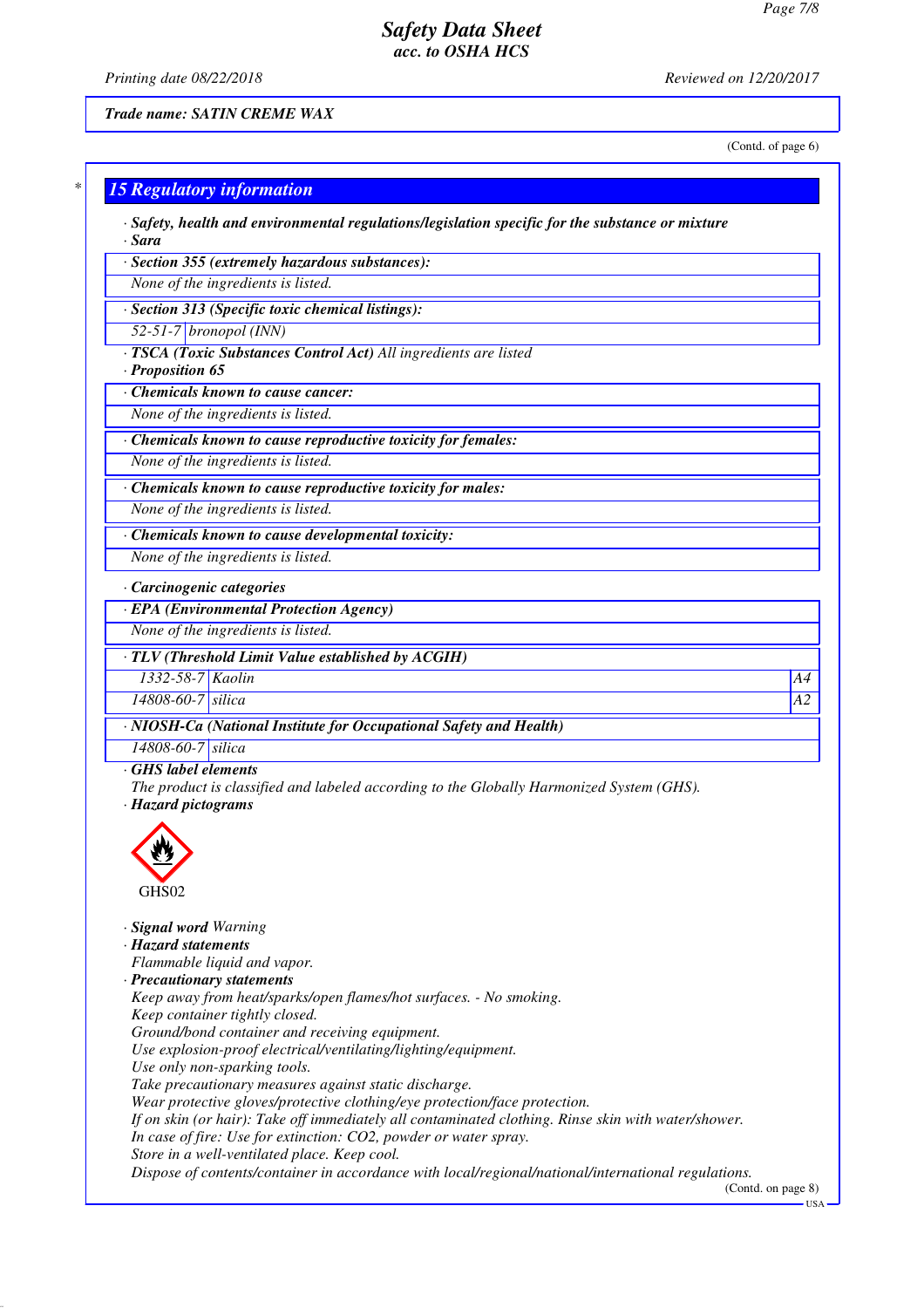(Contd. of page 6)

## 15 Regulatory information

· **Safety, health and environmental regulations/legislation specific for the substance or mixture**
· **Sara**

| · **Section 355 (extremely hazardous substances):** |
|---|
| None of the ingredients is listed. |

| · **Section 313 (Specific toxic chemical listings):** | |
|---|---|
| 52-51-7 | bronopol (INN) |

· **TSCA (Toxic Substances Control Act)** All ingredients are listed
· **Proposition 65**

| · **Chemicals known to cause cancer:** |
|---|
| None of the ingredients is listed. |

| · **Chemicals known to cause reproductive toxicity for females:** |
|---|
| None of the ingredients is listed. |

| · **Chemicals known to cause reproductive toxicity for males:** |
|---|
| None of the ingredients is listed. |

| · **Chemicals known to cause developmental toxicity:** |
|---|
| None of the ingredients is listed. |

· **Carcinogenic categories**

| · **EPA (Environmental Protection Agency)** |
|---|
| None of the ingredients is listed. |

| · **TLV (Threshold Limit Value established by ACGIH)** | | |
|---|---|---|
| 1332-58-7 | Kaolin | A4 |
| 14808-60-7 | silica | A2 |

| · **NIOSH-Ca (National Institute for Occupational Safety and Health)** | |
|---|---|
| 14808-60-7 | silica |

· **GHS label elements**
The product is classified and labeled according to the Globally Harmonized System (GHS).
· **Hazard pictograms**

GHS02

· **Signal word** Warning
· **Hazard statements**
Flammable liquid and vapor.
· **Precautionary statements**
Keep away from heat/sparks/open flames/hot surfaces. - No smoking.
Keep container tightly closed.
Ground/bond container and receiving equipment.
Use explosion-proof electrical/ventilating/lighting/equipment.
Use only non-sparking tools.
Take precautionary measures against static discharge.
Wear protective gloves/protective clothing/eye protection/face protection.
If on skin (or hair): Take off immediately all contaminated clothing. Rinse skin with water/shower.
In case of fire: Use for extinction: $CO_2$, powder or water spray.
Store in a well-ventilated place. Keep cool.
Dispose of contents/container in accordance with local/regional/national/international regulations.

(Contd. on page 8)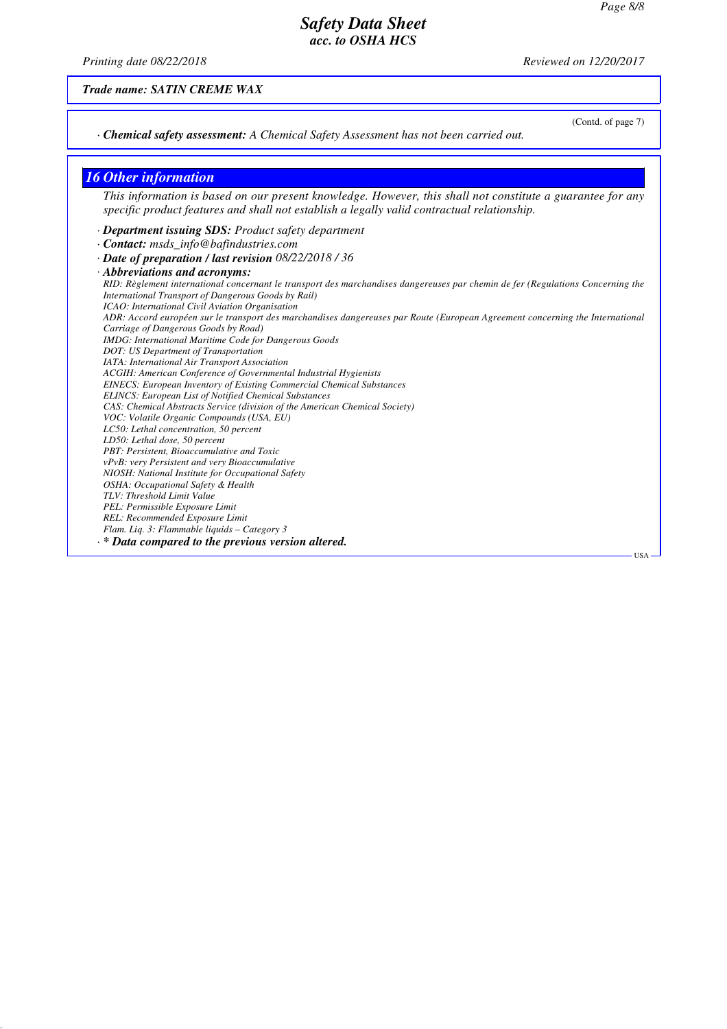*Trade name: SATIN CREME WAX*

(Contd. of page 7)

· ***Chemical safety assessment:*** *A Chemical Safety Assessment has not been carried out.*

## *16 Other information*

*This information is based on our present knowledge. However, this shall not constitute a guarantee for any specific product features and shall not establish a legally valid contractual relationship.*

· ***Department issuing SDS:*** *Product safety department*
· ***Contact:*** *msds_info@bafindustries.com*
· ***Date of preparation / last revision*** *08/22/2018 / 36*
· ***Abbreviations and acronyms:***
*RID: Règlement international concernant le transport des marchandises dangereuses par chemin de fer (Regulations Concerning the International Transport of Dangerous Goods by Rail)*
*ICAO: International Civil Aviation Organisation*
*ADR: Accord européen sur le transport des marchandises dangereuses par Route (European Agreement concerning the International Carriage of Dangerous Goods by Road)*
*IMDG: International Maritime Code for Dangerous Goods*
*DOT: US Department of Transportation*
*IATA: International Air Transport Association*
*ACGIH: American Conference of Governmental Industrial Hygienists*
*EINECS: European Inventory of Existing Commercial Chemical Substances*
*ELINCS: European List of Notified Chemical Substances*
*CAS: Chemical Abstracts Service (division of the American Chemical Society)*
*VOC: Volatile Organic Compounds (USA, EU)*
*LC50: Lethal concentration, 50 percent*
*LD50: Lethal dose, 50 percent*
*PBT: Persistent, Bioaccumulative and Toxic*
*vPvB: very Persistent and very Bioaccumulative*
*NIOSH: National Institute for Occupational Safety*
*OSHA: Occupational Safety & Health*
*TLV: Threshold Limit Value*
*PEL: Permissible Exposure Limit*
*REL: Recommended Exposure Limit*
*Flam. Liq. 3: Flammable liquids – Category 3*
· ***\* Data compared to the previous version altered.***